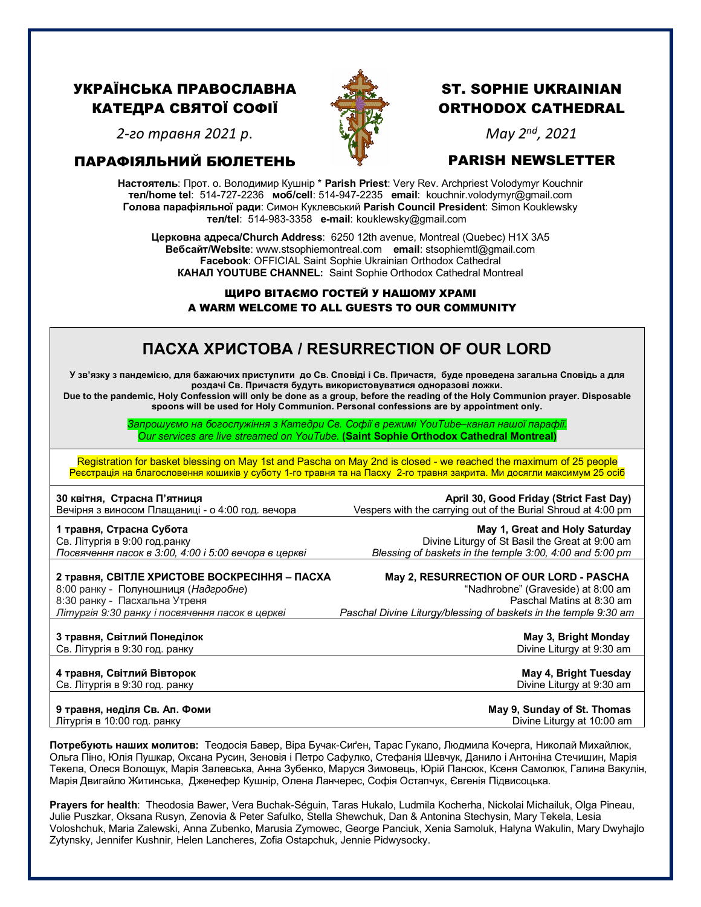# УКРАЇНСЬКА ПРАВОСЛАВНА КАТЕДРА СВЯТОЇ СОФІЇ

*2-го травня 2021 р.*

## ПАРАФІЯЛЬНИЙ БЮЛЕТЕНЬ

# ST. SOPHIE UKRAINIAN ORTHODOX CATHEDRAL

*May 2nd, 2021*

## PARISH NEWSLETTER

**Настоятель**: Прот. о. Володимир Кушнір * **Parish Priest**: Very Rev. Archpriest Volodymyr Kouchnir
**тел/home tel**: 514-727-2236 **моб/cell**: 514-947-2235 **email**: kouchnir.volodymyr@gmail.com
**Голова парафіяльної ради**: Симон Куклевський **Parish Council President**: Simon Kouklewsky
**тел/tel**: 514-983-3358 **e-mail**: kouklewsky@gmail.com

**Церковна адреса/Church Address**: 6250 12th avenue, Montreal (Quebec) H1X 3A5
**Вебсайт/Website**: www.stsophiemontreal.com **email**: stsophiemtl@gmail.com
**Facebook**: OFFICIAL Saint Sophie Ukrainian Orthodox Cathedral
**КАНАЛ YOUTUBE CHANNEL:** Saint Sophie Orthodox Cathedral Montreal

**ЩИРО ВІТАЄМО ГОСТЕЙ У НАШОМУ ХРАМІ**
**A WARM WELCOME TO ALL GUESTS TO OUR COMMUNITY**

## ПАСХА ХРИСТОВА / RESURRECTION OF OUR LORD

**У зв'язку з пандемією, для бажаючих приступити до Св. Сповіді і Св. Причастя, буде проведена загальна Сповідь а для роздачі Св. Причастя будуть використовуватися одноразові ложки.**
**Due to the pandemic, Holy Confession will only be done as a group, before the reading of the Holy Communion prayer. Disposable spoons will be used for Holy Communion. Personal confessions are by appointment only.**

*Запрошуємо на богослужіння з Катедри Св. Софії в режимі YouTube–канал нашої парафії.*
*Our services are live streamed on YouTube.* **(Saint Sophie Orthodox Cathedral Montreal)**

Registration for basket blessing on May 1st and Pascha on May 2nd is closed - we reached the maximum of 25 people
Реєстрація на благословення кошиків у суботу 1-го травня та на Пасху 2-го травня закрита. Ми досягли максимум 25 осіб

| | |
|---|---|
| **30 квітня, Страсна П'ятниця**<br>Вечірня з виносом Плащаниці - о 4:00 год. вечора | **April 30, Good Friday (Strict Fast Day)**<br>Vespers with the carrying out of the Burial Shroud at 4:00 pm |
| **1 травня, Страсна Субота**<br>Св. Літургія в 9:00 год.ранку<br>*Посвячення пасок в 3:00, 4:00 і 5:00 вечора в церкві* | **May 1, Great and Holy Saturday**<br>Divine Liturgy of St Basil the Great at 9:00 am<br>*Blessing of baskets in the temple 3:00, 4:00 and 5:00 pm* |
| **2 травня, СВІТЛЕ ХРИСТОВЕ ВОСКРЕСІННЯ – ПАСХА**<br>8:00 ранку - Полуношниця (*Надгробне*)<br>8:30 ранку - Пасхальна Утреня<br>*Літургія 9:30 ранку і посвячення пасок в церкві* | **May 2, RESURRECTION OF OUR LORD - PASCHA**<br>"Nadhrobne" (Graveside) at 8:00 am<br>Paschal Matins at 8:30 am<br>*Paschal Divine Liturgy/blessing of baskets in the temple 9:30 am* |
| **3 травня, Світлий Понеділок**<br>Св. Літургія в 9:30 год. ранку | **May 3, Bright Monday**<br>Divine Liturgy at 9:30 am |
| **4 травня, Світлий Вівторок**<br>Св. Літургія в 9:30 год. ранку | **May 4, Bright Tuesday**<br>Divine Liturgy at 9:30 am |
| **9 травня, неділя Св. Ап. Фоми**<br>Літургія в 10:00 год. ранку | **May 9, Sunday of St. Thomas**<br>Divine Liturgy at 10:00 am |

**Потребують наших молитов:** Теодосія Бавер, Віра Бучак-Сиґен, Тарас Гукало, Людмила Кочерга, Николай Михайлюк, Ольга Піно, Юлія Пушкар, Оксана Русин, Зеновія і Петро Сафулко, Стефанія Шевчук, Данило і Антоніна Стечишин, Марія Текела, Олеся Волощук, Марія Залевська, Анна Зубенко, Маруся Зимовець, Юрій Пансюк, Ксеня Самолюк, Галина Вакулін, Марія Двигайло Житинська, Дженефер Кушнір, Олена Ланчерес, Софія Остапчук, Євгенія Підвисоцька.

**Prayers for health**: Theodosia Bawer, Vera Buchak-Séguin, Taras Hukalo, Ludmila Kocherha, Nickolai Michailuk, Olga Pineau, Julie Puszkar, Oksana Rusyn, Zenovia & Peter Safulko, Stella Shewchuk, Dan & Antonina Stechysin, Mary Tekela, Lesia Voloshchuk, Maria Zalewski, Anna Zubenko, Marusia Zymowec, George Panciuk, Xenia Samoluk, Halyna Wakulin, Mary Dwyhajlo Zytynsky, Jennifer Kushnir, Helen Lancheres, Zofia Ostapchuk, Jennie Pidwysocky.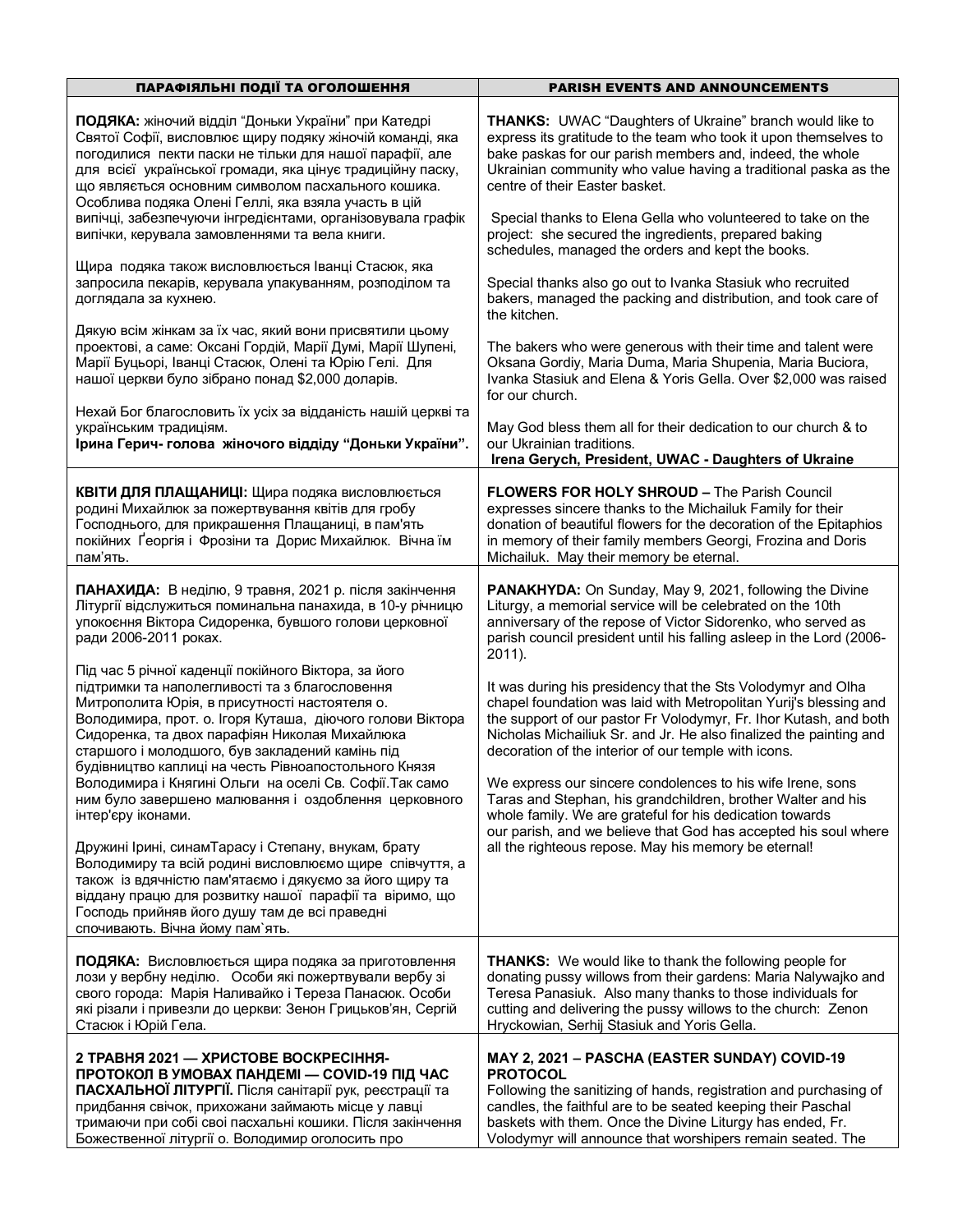| ПАРАФІЯЛЬНІ ПОДІЇ ТА ОГОЛОШЕННЯ | PARISH EVENTS AND ANNOUNCEMENTS |
|---|---|
| **ПОДЯКА:** жіночий відділ "Доньки України" при Катедрі Святої Софії, висловлює щиру подяку жіночій команді, яка погодилися пекти паски не тільки для нашої парафії, але для всієї української громади, яка цінує традиційну паску, що являється основним символом пасхального кошика. Особлива подяка Олені Геллі, яка взяла участь в цій випічці, забезпечуючи інгредієнтами, організовувала графік випічки, керувала замовленнями та вела книги.<br><br>Щира подяка також висловлюється Іванці Стасюк, яка запросила пекарів, керувала упакуванням, розподілом та доглядала за кухнею.<br><br>Дякую всім жінкам за їх час, який вони присвятили цьому проектові, а саме: Оксані Гордій, Марії Думі, Марії Шупені, Марії Буцьорі, Іванці Стасюк, Олені та Юрію Гелі. Для нашої церкви було зібрано понад $2,000 доларів.<br><br>Нехай Бог благословить їх усіх за відданість нашій церкві та українським традиціям.<br>**Ірина Герич- голова жіночого віддіду "Доньки України".** | **THANKS:** UWAC "Daughters of Ukraine" branch would like to express its gratitude to the team who took it upon themselves to bake paskas for our parish members and, indeed, the whole Ukrainian community who value having a traditional paska as the centre of their Easter basket.<br><br>Special thanks to Elena Gella who volunteered to take on the project: she secured the ingredients, prepared baking schedules, managed the orders and kept the books.<br><br>Special thanks also go out to Ivanka Stasiuk who recruited bakers, managed the packing and distribution, and took care of the kitchen.<br><br>The bakers who were generous with their time and talent were Oksana Gordiy, Maria Duma, Maria Shupenia, Maria Buciora, Ivanka Stasiuk and Elena & Yoris Gella. Over $2,000 was raised for our church.<br><br>May God bless them all for their dedication to our church & to our Ukrainian traditions.<br>**Irena Gerych, President, UWAC - Daughters of Ukraine** |
| **КВІТИ ДЛЯ ПЛАЩАНИЦІ:** Щира подяка висловлюється родині Михайлюк за пожертвування квітів для гробу Господнього, для прикрашення Плащаниці, в пам'ять покійних Ґеоргія і Фрозини та Дорис Михайлюк. Вічна їм пам'ять. | **FLOWERS FOR HOLY SHROUD –** The Parish Council expresses sincere thanks to the Michailuk Family for their donation of beautiful flowers for the decoration of the Epitaphios in memory of their family members Georgi, Frozina and Doris Michailuk. May their memory be eternal. |
| **ПАНАХИДА:** В неділю, 9 травня, 2021 р. після закінчення Літургії відслужиться поминальна панахида, в 10-у річницю упокоєння Віктора Сидоренка, бувшого голови церковної ради 2006-2011 роках.<br><br>Під час 5 річної каденції покійного Віктора, за його підтримки та наполегливості та з благословення Митрополита Юрія, в присутності настоятеля о. Володимира, прот. о. Ігоря Куташа, діючого голови Віктора Сидоренка, та двох парафіян Николая Михайлюка старшого і молодшого, був закладений камінь під будівництво каплиці на честь Рівноапостольного Князя Володимира і Княгині Ольги на оселі Св. Софії.Так само ним було завершено малювання і оздоблення церковного інтер'єру іконами.<br><br>Дружині Ірині, синамТарасу і Степану, внукам, брату Володимиру та всій родині висловлюємо щире співчуття, а також із вдячністю пам'ятаємо і дякуємо за його щиру та віддану працю для розвитку нашої парафії та віримо, що Господь прийняв його душу там де всі праведні спочивають. Вічна йому пам`ять. | **PANAKHYDA:** On Sunday, May 9, 2021, following the Divine Liturgy, a memorial service will be celebrated on the 10th anniversary of the repose of Victor Sidorenko, who served as parish council president until his falling asleep in the Lord (2006-2011).<br><br>It was during his presidency that the Sts Volodymyr and Olha chapel foundation was laid with Metropolitan Yurij's blessing and the support of our pastor Fr Volodymyr, Fr. Ihor Kutash, and both Nicholas Michailiuk Sr. and Jr. He also finalized the painting and decoration of the interior of our temple with icons.<br><br>We express our sincere condolences to his wife Irene, sons Taras and Stephan, his grandchildren, brother Walter and his whole family. We are grateful for his dedication towards our parish, and we believe that God has accepted his soul where all the righteous repose. May his memory be eternal! |
| **ПОДЯКА:** Висловлюється щира подяка за приготовлення лози у вербну неділю. Особи які пожертвували вербу зі свого города: Марія Наливайко і Тереза Панасюк. Особи які різали і привезли до церкви: Зенон Грицьков'ян, Сергій Стасюк і Юрій Гела. | **THANKS:** We would like to thank the following people for donating pussy willows from their gardens: Maria Nalywajko and Teresa Panasiuk. Also many thanks to those individuals for cutting and delivering the pussy willows to the church: Zenon Hryckowian, Serhij Stasiuk and Yoris Gella. |
| **2 ТРАВНЯ 2021 — ХРИСТОВЕ ВОСКРЕСІННЯ- ПРОТОКОЛ В УМОВАХ ПАНДЕМІ — COVID-19 ПІД ЧАС ПАСХАЛЬНОЇ ЛІТУРГІЇ.** Після санітарії рук, реєстрації та придбання свічок, прихожани займають місце у лавці тримаючи при собі свої пасхальні кошики. Після закінчення Божественної літургії о. Володимир оголосить про | **MAY 2, 2021 – PASCHA (EASTER SUNDAY) COVID-19 PROTOCOL**<br>Following the sanitizing of hands, registration and purchasing of candles, the faithful are to be seated keeping their Paschal baskets with them. Once the Divine Liturgy has ended, Fr. Volodymyr will announce that worshipers remain seated. The |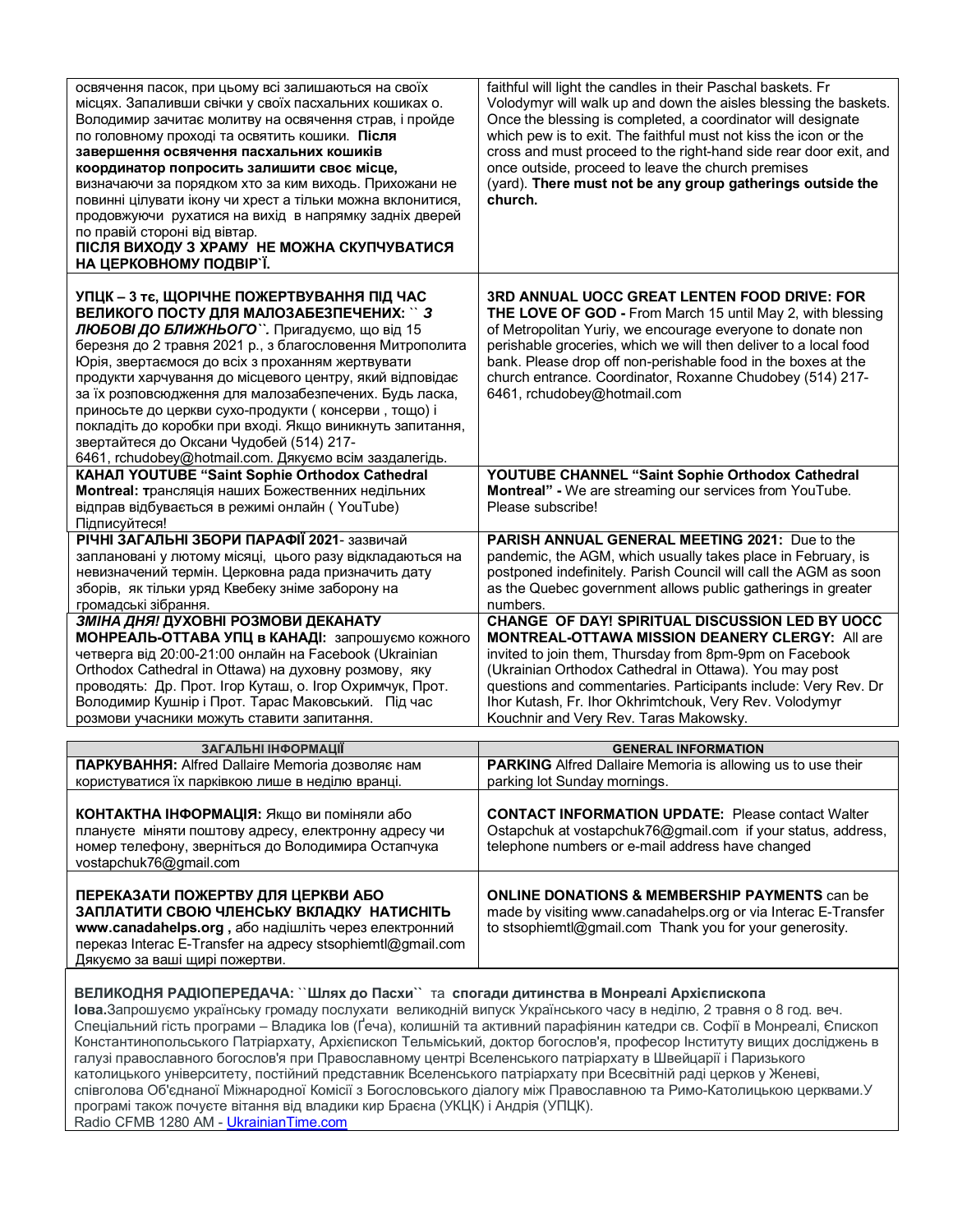| | |
|---|---|
| освячення пасок, при цьому всі залишаються на своїх місцях. Запаливши свічки у своїх пасхальних кошиках о. Володимир зачитає молитву на освячення страв, і пройде по головному проході та освятить кошики. **Після завершення освячення пасхальних кошиків координатор попросить залишити своє місце,** визначаючи за порядком хто за ким виходь. Прихожани не повинні цілувати ікону чи хрест а тільки можна вклонитися, продовжуючи рухатися на вихід в напрямку задніх дверей по правій стороні від вівтар. **ПІСЛЯ ВИХОДУ З ХРАМУ НЕ МОЖНА СКУПЧУВАТИСЯ НА ЦЕРКОВНОМУ ПОДВІР`Ї.** | faithful will light the candles in their Paschal baskets. Fr Volodymyr will walk up and down the aisles blessing the baskets. Once the blessing is completed, a coordinator will designate which pew is to exit. The faithful must not kiss the icon or the cross and must proceed to the right-hand side rear door exit, and once outside, proceed to leave the church premises (yard). **There must not be any group gatherings outside the church.** |
| **УПЦК – 3 тє, ЩОРІЧНЕ ПОЖЕРТВУВАННЯ ПІД ЧАС ВЕЛИКОГО ПОСТУ ДЛЯ МАЛОЗАБЕЗПЕЧЕНИХ: `` *З ЛЮБОВІ ДО БЛИЖНЬОГО`*`.** Пригадуємо, що від 15 березня до 2 травня 2021 р., з благословення Митрополита Юрія, звертаємося до всіх з проханням жертвувати продукти харчування до місцевого центру, який відповідає за їх розповсюдження для малозабезпечених. Будь ласка, приносьте до церкви сухо-продукти ( консерви , тощо) і покладіть до коробки при вході. Якщо виникнуть запитання, звертайтеся до Оксани Чудобей (514) 217-6461, rchudobey@hotmail.com. Дякуємо всім заздалегідь. | **3RD ANNUAL UOCC GREAT LENTEN FOOD DRIVE: FOR THE LOVE OF GOD -** From March 15 until May 2, with blessing of Metropolitan Yuriy, we encourage everyone to donate non perishable groceries, which we will then deliver to a local food bank. Please drop off non-perishable food in the boxes at the church entrance. Coordinator, Roxanne Chudobey (514) 217-6461, rchudobey@hotmail.com |
| **КАНАЛ YOUTUBE "Saint Sophie Orthodox Cathedral Montreal: т**рансляція наших Божественних недільних відправ відбувається в режимі онлайн ( YouTube) Підписуйтеся! | **YOUTUBE CHANNEL "Saint Sophie Orthodox Cathedral Montreal" -** We are streaming our services from YouTube. Please subscribe! |
| **РІЧНІ ЗАГАЛЬНІ ЗБОРИ ПАРАФІЇ 2021**- зазвичай заплановані у лютому місяці, цього разу відкладаються на невизначений термін. Церковна рада призначить дату зборів, як тільки уряд Квебеку зніме заборону на громадські зібрання. | **PARISH ANNUAL GENERAL MEETING 2021:** Due to the pandemic, the AGM, which usually takes place in February, is postponed indefinitely. Parish Council will call the AGM as soon as the Quebec government allows public gatherings in greater numbers. |
| ***ЗМІНА ДНЯ!* ДУХОВНІ РОЗМОВИ ДЕКАНАТУ МОНРЕАЛЬ-ОТТАВА УПЦ в КАНАДІ:** запрошуємо кожного четверга від 20:00-21:00 онлайн на Facebook (Ukrainian Orthodox Cathedral in Ottawa) на духовну розмову, яку проводять: Др. Прот. Ігор Куташ, о. Ігор Охримчук, Прот. Володимир Кушнір і Прот. Тарас Маковський. Під час розмови учасники можуть ставити запитання. | **CHANGE OF DAY! SPIRITUAL DISCUSSION LED BY UOCC MONTREAL-OTTAWA MISSION DEANERY CLERGY:** All are invited to join them, Thursday from 8pm-9pm on Facebook (Ukrainian Orthodox Cathedral in Ottawa). You may post questions and commentaries. Participants include: Very Rev. Dr Ihor Kutash, Fr. Ihor Okhrimtchouk, Very Rev. Volodymyr Kouchnir and Very Rev. Taras Makowsky. |

| ЗАГАЛЬНІ ІНФОРМАЦІЇ | GENERAL INFORMATION |
|---|---|
| **ПАРКУВАННЯ:** Alfred Dallaire Memoria дозволяє нам користуватися їх парківкою лише в неділю вранці. | **PARKING** Alfred Dallaire Memoria is allowing us to use their parking lot Sunday mornings. |
| **КОНТАКТНА ІНФОРМАЦІЯ:** Якщо ви поміняли або плануєте міняти поштову адресу, електронну адресу чи номер телефону, зверніться до Володимира Остапчука vostapchuk76@gmail.com | **CONTACT INFORMATION UPDATE:** Please contact Walter Ostapchuk at vostapchuk76@gmail.com if your status, address, telephone numbers or e-mail address have changed |
| **ПЕРЕКАЗАТИ ПОЖЕРТВУ ДЛЯ ЦЕРКВИ АБО ЗАПЛАТИТИ СВОЮ ЧЛЕНСЬКУ ВКЛАДКУ НАТИСНІТЬ www.canadahelps.org ,** або надішліть через електронний переказ Interac E-Transfer на адресу stsophiemtl@gmail.com Дякуємо за ваші щирі пожертви. | **ONLINE DONATIONS & MEMBERSHIP PAYMENTS** can be made by visiting www.canadahelps.org or via Interac E-Transfer to stsophiemtl@gmail.com Thank you for your generosity. |

**ВЕЛИКОДНЯ РАДІОПЕРЕДАЧА: ``Шлях до Пасхи``** та **спогади дитинства в Монреалі Архієпископа Іова.** Запрошуємо українську громаду послухати великодній випуск Українського часу в неділю, 2 травня о 8 год. веч. Спеціальний гість програми – Владика Іов (Ґеча), колишній та активний парафіянин катедри св. Софії в Монреалі, Єпископ Константинопольського Патріархату, Архієпископ Тельміський, доктор богослов'я, професор Інституту вищих досліджень в галузі православного богослов'я при Православному центрі Вселенського патріархату в Швейцарії і Паризького католицького університету, постійний представник Вселенського патріархату при Всесвітній раді церков у Женеві, співголова Об'єднаної Міжнародної Комісії з Богословського діалогу між Православною та Римо-Католицькою церквами.У програмі також почуєте вітання від владики кир Браєна (УКЦК) і Андрія (УПЦК).
Radio CFMB 1280 AM - UkrainianTime.com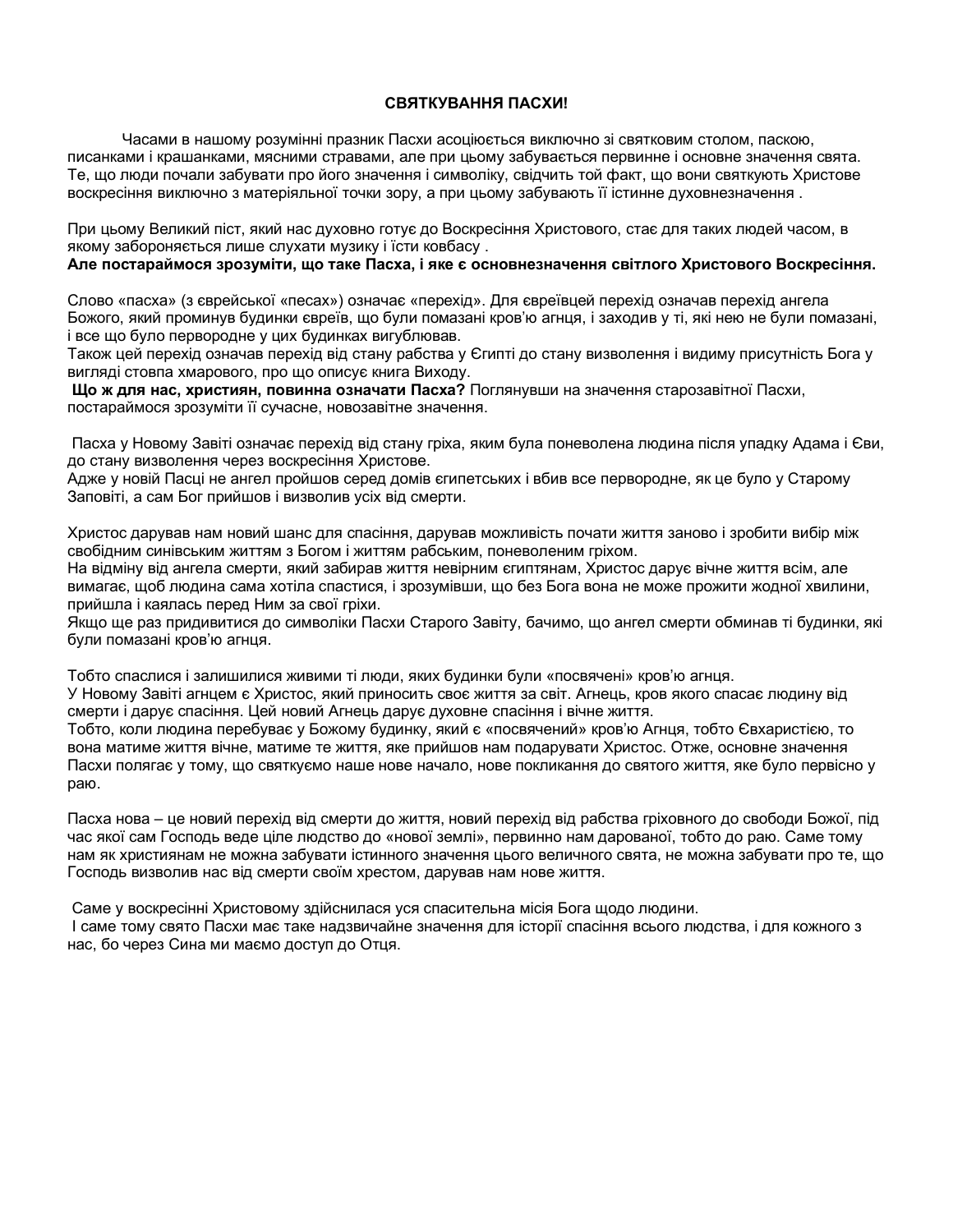# СВЯТКУВАННЯ ПАСХИ!

Часами в нашому розумінні празник Пасхи асоціюється виключно зі святковим столом, паскою, писанками і крашанками, мясними стравами, але при цьому забувається первинне і основне значення свята. Те, що люди почали забувати про його значення і символіку, свідчить той факт, що вони святкують Христове воскресіння виключно з матеріяльної точки зору, а при цьому забувають її істинне духовнезначення .

При цьому Великий піст, який нас духовно готує до Воскресіння Христового, стає для таких людей часом, в якому забороняється лише слухати музику і їсти ковбасу .
**Але постараймося зрозуміти, що таке Пасха, і яке є основнезначення світлого Христового Воскресіння.**

Слово «пасха» (з єврейської «песах») означає «перехід». Для євреївцей перехід означав перехід ангела Божого, який проминув будинки євреїв, що були помазані кров'ю агнця, і заходив у ті, які нею не були помазані, і все що було первородне у цих будинках вигублював.
Також цей перехід означав перехід від стану рабства у Єгипті до стану визволення і видиму присутність Бога у вигляді стовпа хмарового, про що описує книга Виходу.
**Що ж для нас, християн, повинна означати Пасха?** Поглянувши на значення старозавітної Пасхи, постараймося зрозуміти її сучасне, новозавітне значення.

Пасха у Новому Завіті означає перехід від стану гріха, яким була поневолена людина після упадку Адама і Єви, до стану визволення через воскресіння Христове.
Адже у новій Пасці не ангел пройшов серед домів єгипетських і вбив все первородне, як це було у Старому Заповіті, а сам Бог прийшов і визволив усіх від смерти.

Христос дарував нам новий шанс для спасіння, дарував можливість почати життя заново і зробити вибір між свобідним синівським життям з Богом і життям рабським, поневоленим гріхом.
На відміну від ангела смерти, який забирав життя невірним єгиптянам, Христос дарує вічне життя всім, але вимагає, щоб людина сама хотіла спастися, і зрозумівши, що без Бога вона не може прожити жодної хвилини, прийшла і каялась перед Ним за свої гріхи.
Якщо ще раз придивитися до символіки Пасхи Старого Завіту, бачимо, що ангел смерти обминав ті будинки, які були помазані кров'ю агнця.

Тобто спаслися і залишилися живими ті люди, яких будинки були «посвячені» кров'ю агнця.
У Новому Завіті агнцем є Христос, який приносить своє життя за світ. Агнець, кров якого спасає людину від смерти і дарує спасіння. Цей новий Агнець дарує духовне спасіння і вічне життя.
Тобто, коли людина перебуває у Божому будинку, який є «посвячений» кров'ю Агнця, тобто Євхаристією, то вона матиме життя вічне, матиме те життя, яке прийшов нам подарувати Христос. Отже, основне значення Пасхи полягає у тому, що святкуємо наше нове начало, нове покликання до святого життя, яке було первісно у раю.

Пасха нова – це новий перехід від смерти до життя, новий перехід від рабства гріховного до свободи Божої, під час якої сам Господь веде ціле людство до «нової землі», первинно нам дарованої, тобто до раю. Саме тому нам як християнам не можна забувати істинного значення цього величного свята, не можна забувати про те, що Господь визволив нас від смерти своїм хрестом, дарував нам нове життя.

Саме у воскресінні Христовому здійснилася уся спасительна місія Бога щодо людини.
І саме тому свято Пасхи має таке надзвичайне значення для історії спасіння всього людства, і для кожного з нас, бо через Сина ми маємо доступ до Отця.